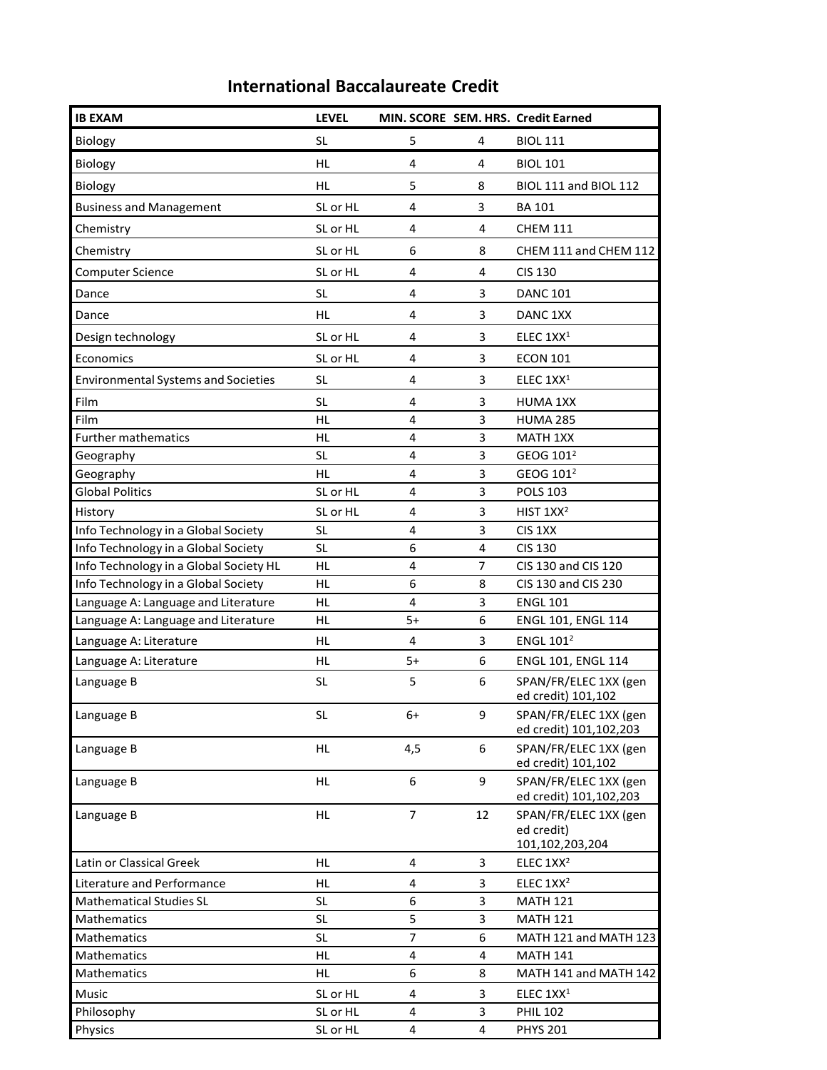# International Baccalaureate Credit

| IB EXAM | LEVEL | MIN. SCORE | SEM. HRS. | Credit Earned |
|---|---|---|---|---|
| Biology | SL | 5 | 4 | BIOL 111 |
| Biology | HL | 4 | 4 | BIOL 101 |
| Biology | HL | 5 | 8 | BIOL 111 and BIOL 112 |
| Business and Management | SL or HL | 4 | 3 | BA 101 |
| Chemistry | SL or HL | 4 | 4 | CHEM 111 |
| Chemistry | SL or HL | 6 | 8 | CHEM 111 and CHEM 112 |
| Computer Science | SL or HL | 4 | 4 | CIS 130 |
| Dance | SL | 4 | 3 | DANC 101 |
| Dance | HL | 4 | 3 | DANC 1XX |
| Design technology | SL or HL | 4 | 3 | ELEC 1XX[1] |
| Economics | SL or HL | 4 | 3 | ECON 101 |
| Environmental Systems and Societies | SL | 4 | 3 | ELEC 1XX[1] |
| Film | SL | 4 | 3 | HUMA 1XX |
| Film | HL | 4 | 3 | HUMA 285 |
| Further mathematics | HL | 4 | 3 | MATH 1XX |
| Geography | SL | 4 | 3 | GEOG 101[2] |
| Geography | HL | 4 | 3 | GEOG 101[2] |
| Global Politics | SL or HL | 4 | 3 | POLS 103 |
| History | SL or HL | 4 | 3 | HIST 1XX[2] |
| Info Technology in a Global Society | SL | 4 | 3 | CIS 1XX |
| Info Technology in a Global Society | SL | 6 | 4 | CIS 130 |
| Info Technology in a Global Society HL | HL | 4 | 7 | CIS 130 and CIS 120 |
| Info Technology in a Global Society | HL | 6 | 8 | CIS 130 and CIS 230 |
| Language A: Language and Literature | HL | 4 | 3 | ENGL 101 |
| Language A: Language and Literature | HL | 5+ | 6 | ENGL 101, ENGL 114 |
| Language A: Literature | HL | 4 | 3 | ENGL 101[2] |
| Language A: Literature | HL | 5+ | 6 | ENGL 101, ENGL 114 |
| Language B | SL | 5 | 6 | SPAN/FR/ELEC 1XX (gen ed credit) 101,102 |
| Language B | SL | 6+ | 9 | SPAN/FR/ELEC 1XX (gen ed credit) 101,102,203 |
| Language B | HL | 4,5 | 6 | SPAN/FR/ELEC 1XX (gen ed credit) 101,102 |
| Language B | HL | 6 | 9 | SPAN/FR/ELEC 1XX (gen ed credit) 101,102,203 |
| Language B | HL | 7 | 12 | SPAN/FR/ELEC 1XX (gen ed credit) 101,102,203,204 |
| Latin or Classical Greek | HL | 4 | 3 | ELEC 1XX[2] |
| Literature and Performance | HL | 4 | 3 | ELEC 1XX[2] |
| Mathematical Studies SL | SL | 6 | 3 | MATH 121 |
| Mathematics | SL | 5 | 3 | MATH 121 |
| Mathematics | SL | 7 | 6 | MATH 121 and MATH 123 |
| Mathematics | HL | 4 | 4 | MATH 141 |
| Mathematics | HL | 6 | 8 | MATH 141 and MATH 142 |
| Music | SL or HL | 4 | 3 | ELEC 1XX[1] |
| Philosophy | SL or HL | 4 | 3 | PHIL 102 |
| Physics | SL or HL | 4 | 4 | PHYS 201 |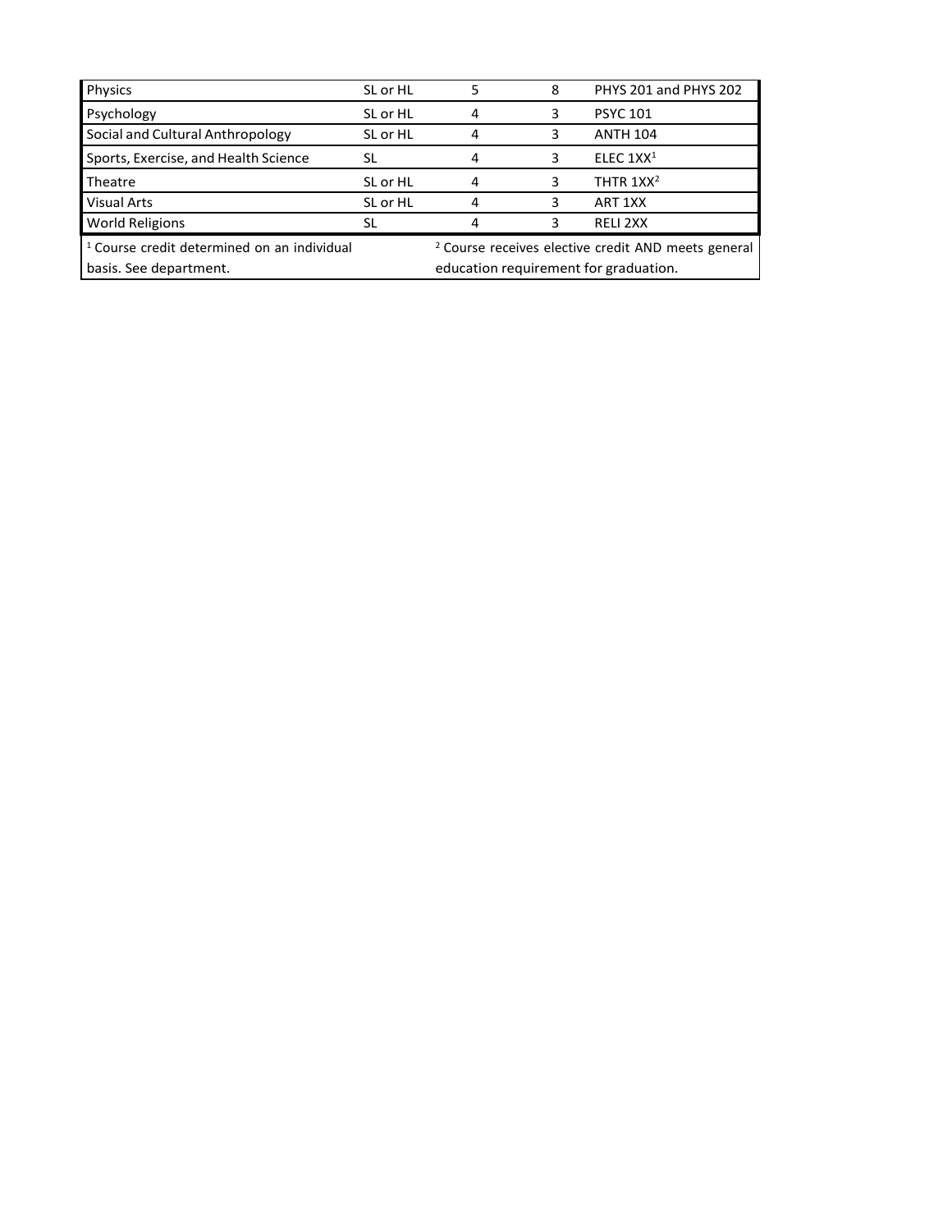| | | | | |
|---|---|---|---|---|
| Physics | SL or HL | 5 | 8 | PHYS 201 and PHYS 202 |
| Psychology | SL or HL | 4 | 3 | PSYC 101 |
| Social and Cultural Anthropology | SL or HL | 4 | 3 | ANTH 104 |
| Sports, Exercise, and Health Science | SL | 4 | 3 | ELEC 1XX[1] |
| Theatre | SL or HL | 4 | 3 | THTR 1XX[2] |
| Visual Arts | SL or HL | 4 | 3 | ART 1XX |
| World Religions | SL | 4 | 3 | RELI 2XX |

[1] Course credit determined on an individual basis. See department.

[2] Course receives elective credit AND meets general education requirement for graduation.